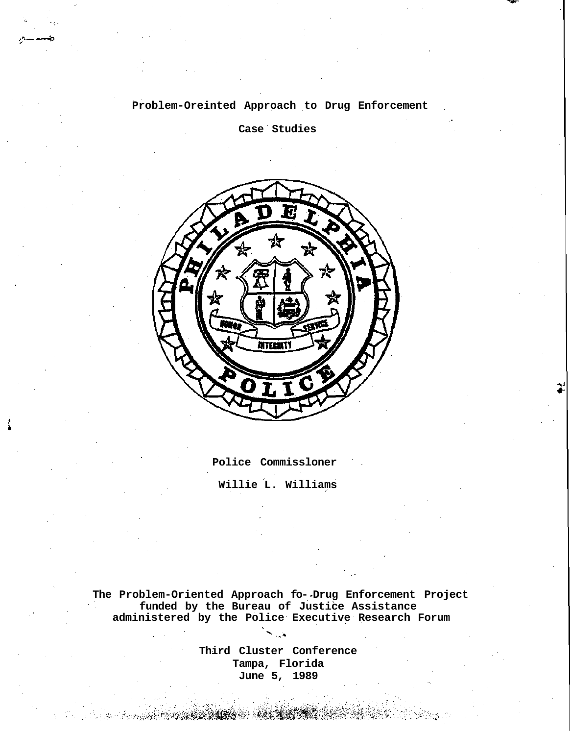# Problem-Oreinted Approach to Drug Enforcement

## Case Studies

Police Commissloner

Willie L. Williams

**The Problem-Oriented Approach fo- Drug Enforcement Project funded by the Bureau of Justice Assistance administered by the Police Executive Research Forum**

**Third Cluster Conference**
**Tampa, Florida**
**June 5, 1989**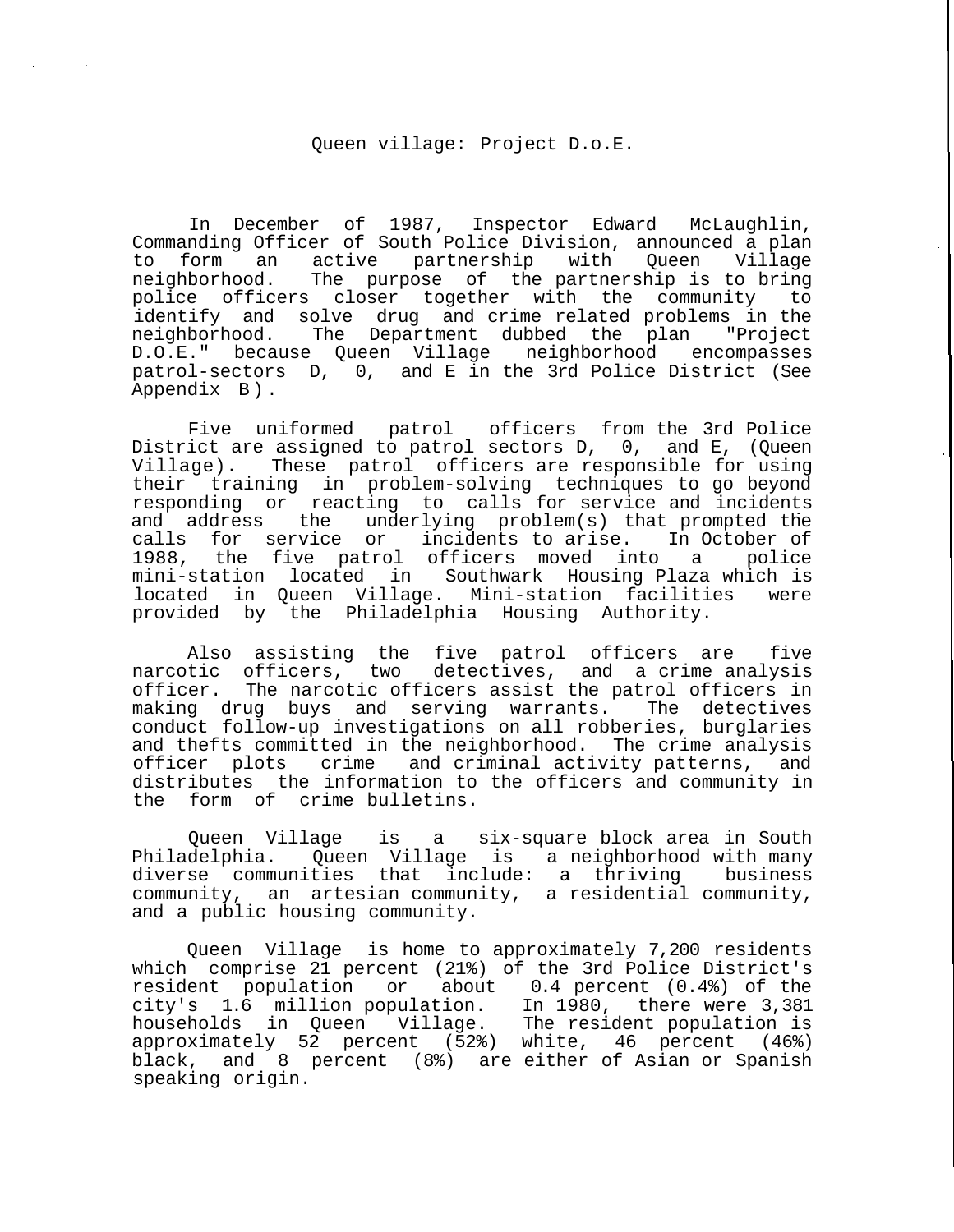# Queen village: Project D.o.E.

In December of 1987, Inspector Edward McLaughlin, Commanding Officer of South Police Division, announced a plan to form an active partnership with Queen Village neighborhood. The purpose of the partnership is to bring police officers closer together with the community to identify and solve drug and crime related problems in the neighborhood. The Department dubbed the plan "Project D.O.E." because Queen Village neighborhood encompasses patrol-sectors D, 0, and E in the 3rd Police District (See Appendix B).

Five uniformed patrol officers from the 3rd Police District are assigned to patrol sectors D, 0, and E, (Queen Village). These patrol officers are responsible for using their training in problem-solving techniques to go beyond responding or reacting to calls for service and incidents and address the underlying problem(s) that prompted the calls for service or incidents to arise. In October of 1988, the five patrol officers moved into a police mini-station located in Southwark Housing Plaza which is located in Queen Village. Mini-station facilities were provided by the Philadelphia Housing Authority.

Also assisting the five patrol officers are five narcotic officers, two detectives, and a crime analysis officer. The narcotic officers assist the patrol officers in making drug buys and serving warrants. The detectives conduct follow-up investigations on all robberies, burglaries and thefts committed in the neighborhood. The crime analysis officer plots crime and criminal activity patterns, and distributes the information to the officers and community in the form of crime bulletins.

Queen Village is a six-square block area in South Philadelphia. Queen Village is a neighborhood with many diverse communities that include: a thriving business community, an artesian community, a residential community, and a public housing community.

Queen Village is home to approximately 7,200 residents which comprise 21 percent (21%) of the 3rd Police District's resident population or about 0.4 percent (0.4%) of the city's 1.6 million population. In 1980, there were 3,381 households in Queen Village. The resident population is approximately 52 percent (52%) white, 46 percent (46%) black, and 8 percent (8%) are either of Asian or Spanish speaking origin.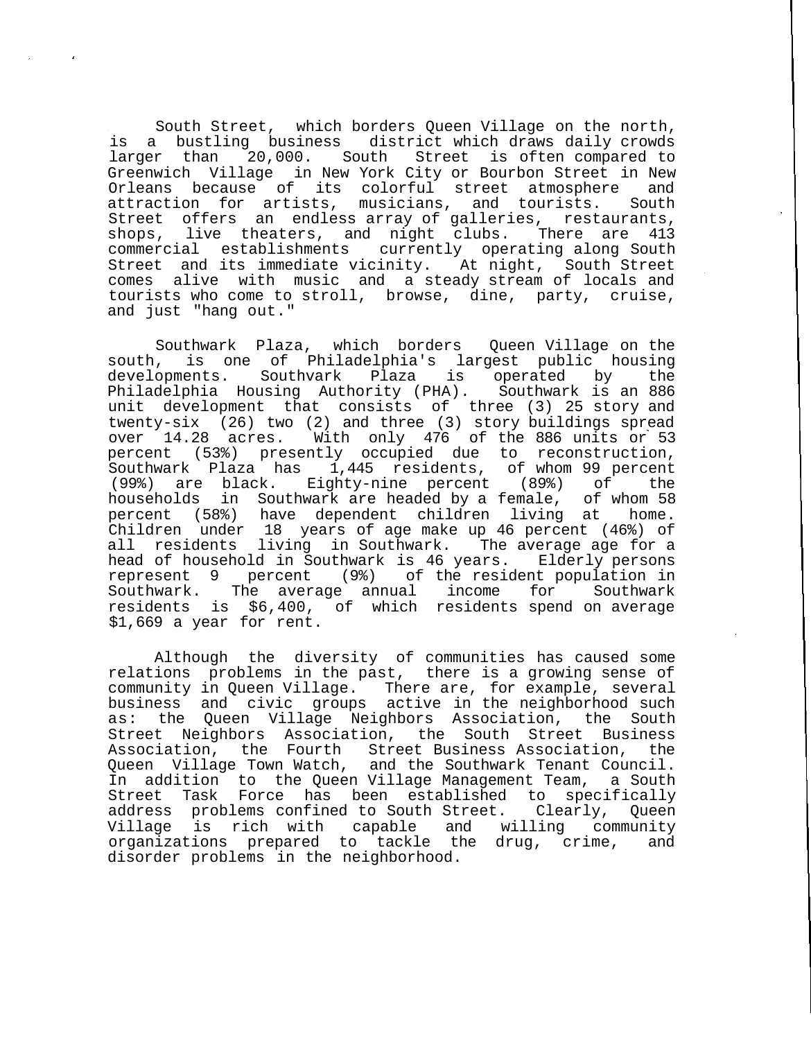South Street, which borders Queen Village on the north, is a bustling business district which draws daily crowds larger than 20,000. South Street is often compared to Greenwich Village in New York City or Bourbon Street in New Orleans because of its colorful street atmosphere and attraction for artists, musicians, and tourists. South Street offers an endless array of galleries, restaurants, shops, live theaters, and night clubs. There are 413 commercial establishments currently operating along South Street and its immediate vicinity. At night, South Street comes alive with music and a steady stream of locals and tourists who come to stroll, browse, dine, party, cruise, and just "hang out."

Southwark Plaza, which borders Queen Village on the south, is one of Philadelphia's largest public housing developments. Southvark Plaza is operated by the Philadelphia Housing Authority (PHA). Southwark is an 886 unit development that consists of three (3) 25 story and twenty-six (26) two (2) and three (3) story buildings spread over 14.28 acres. With only 476 of the 886 units or 53 percent (53%) presently occupied due to reconstruction, Southwark Plaza has 1,445 residents, of whom 99 percent (99%) are black. Eighty-nine percent (89%) of the households in Southwark are headed by a female, of whom 58 percent (58%) have dependent children living at home. Children under 18 years of age make up 46 percent (46%) of all residents living in Southwark. The average age for a head of household in Southwark is 46 years. Elderly persons represent 9 percent (9%) of the resident population in Southwark. The average annual income for Southwark residents is $6,400, of which residents spend on average $1,669 a year for rent.

Although the diversity of communities has caused some relations problems in the past, there is a growing sense of community in Queen Village. There are, for example, several business and civic groups active in the neighborhood such as: the Queen Village Neighbors Association, the South Street Neighbors Association, the South Street Business Association, the Fourth Street Business Association, the Queen Village Town Watch, and the Southwark Tenant Council. In addition to the Queen Village Management Team, a South Street Task Force has been established to specifically address problems confined to South Street. Clearly, Queen Village is rich with capable and willing community organizations prepared to tackle the drug, crime, and disorder problems in the neighborhood.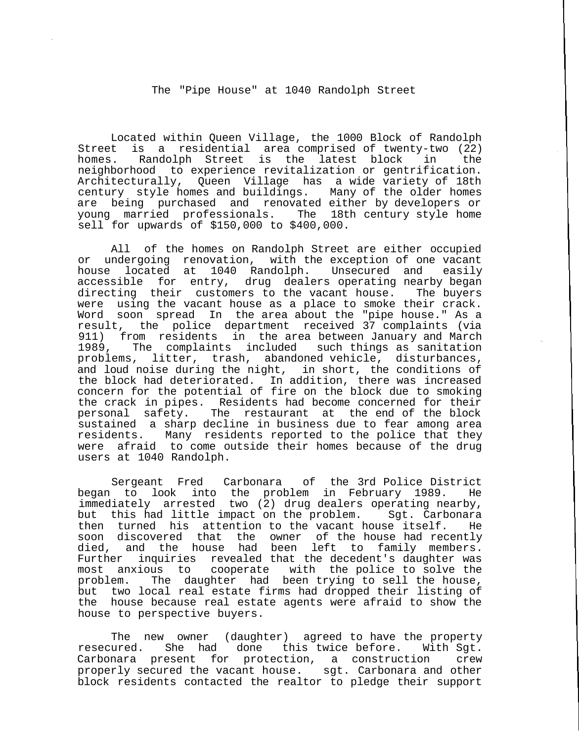# The "Pipe House" at 1040 Randolph Street

Located within Queen Village, the 1000 Block of Randolph Street is a residential area comprised of twenty-two (22) homes. Randolph Street is the latest block in the neighborhood to experience revitalization or gentrification. Architecturally, Queen Village has a wide variety of 18th century style homes and buildings. Many of the older homes are being purchased and renovated either by developers or young married professionals. The 18th century style home sell for upwards of $150,000 to $400,000.

All of the homes on Randolph Street are either occupied or undergoing renovation, with the exception of one vacant house located at 1040 Randolph. Unsecured and easily accessible for entry, drug dealers operating nearby began directing their customers to the vacant house. The buyers were using the vacant house as a place to smoke their crack. Word soon spread In the area about the "pipe house." As a result, the police department received 37 complaints (via 911) from residents in the area between January and March 1989, The complaints included such things as sanitation problems, litter, trash, abandoned vehicle, disturbances, and loud noise during the night, in short, the conditions of the block had deteriorated. In addition, there was increased concern for the potential of fire on the block due to smoking the crack in pipes. Residents had become concerned for their personal safety. The restaurant at the end of the block sustained a sharp decline in business due to fear among area residents. Many residents reported to the police that they were afraid to come outside their homes because of the drug users at 1040 Randolph.

Sergeant Fred Carbonara of the 3rd Police District began to look into the problem in February 1989. He immediately arrested two (2) drug dealers operating nearby, but this had little impact on the problem. Sgt. Carbonara then turned his attention to the vacant house itself. He soon discovered that the owner of the house had recently died, and the house had been left to family members. Further inquiries revealed that the decedent's daughter was most anxious to cooperate with the police to solve the problem. The daughter had been trying to sell the house, but two local real estate firms had dropped their listing of the house because real estate agents were afraid to show the house to perspective buyers.

The new owner (daughter) agreed to have the property resecured. She had done this twice before. With Sgt. Carbonara present for protection, a construction crew properly secured the vacant house. sgt. Carbonara and other block residents contacted the realtor to pledge their support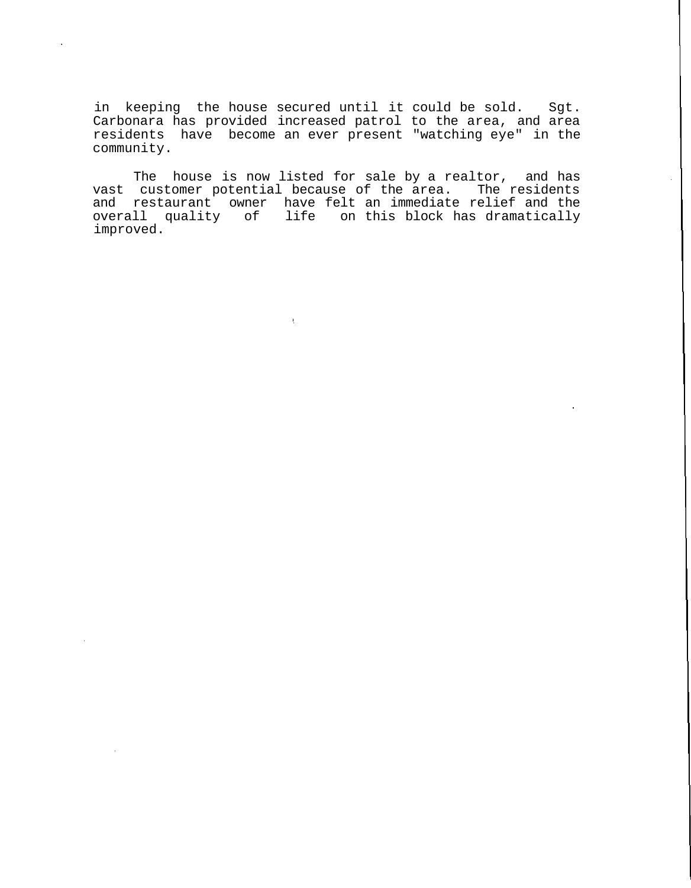in keeping the house secured until it could be sold. Sgt. Carbonara has provided increased patrol to the area, and area residents have become an ever present "watching eye" in the community.

The house is now listed for sale by a realtor, and has vast customer potential because of the area. The residents and restaurant owner have felt an immediate relief and the overall quality of life on this block has dramatically improved.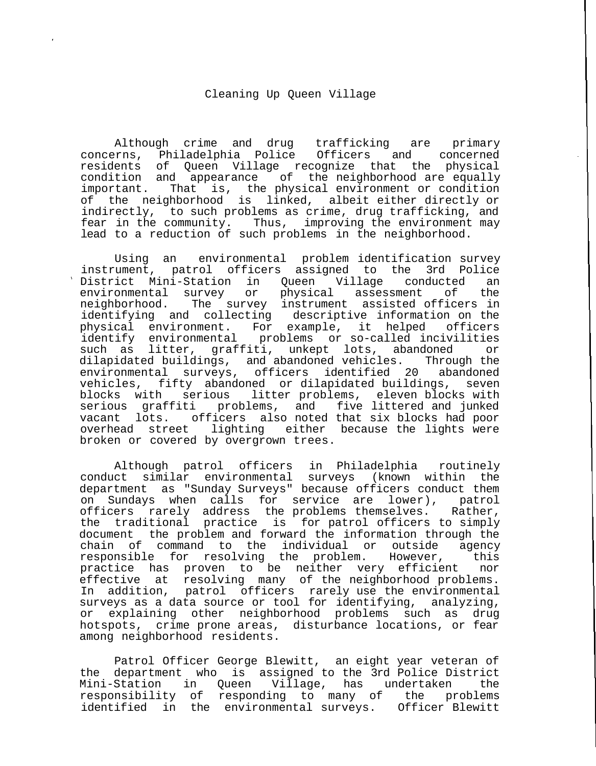# Cleaning Up Queen Village

Although crime and drug trafficking are primary concerns, Philadelphia Police Officers and concerned residents of Queen Village recognize that the physical condition and appearance of the neighborhood are equally important. That is, the physical environment or condition of the neighborhood is linked, albeit either directly or indirectly, to such problems as crime, drug trafficking, and fear in the community. Thus, improving the environment may lead to a reduction of such problems in the neighborhood.

Using an environmental problem identification survey instrument, patrol officers assigned to the 3rd Police District Mini-Station in Queen Village conducted an environmental survey or physical assessment of the neighborhood. The survey instrument assisted officers in identifying and collecting descriptive information on the physical environment. For example, it helped officers identify environmental problems or so-called incivilities such as litter, graffiti, unkept lots, abandoned or dilapidated buildings, and abandoned vehicles. Through the environmental surveys, officers identified 20 abandoned vehicles, fifty abandoned or dilapidated buildings, seven blocks with serious litter problems, eleven blocks with serious graffiti problems, and five littered and junked vacant lots. officers also noted that six blocks had poor overhead street lighting either because the lights were broken or covered by overgrown trees.

Although patrol officers in Philadelphia routinely conduct similar environmental surveys (known within the department as "Sunday Surveys" because officers conduct them on Sundays when calls for service are lower), patrol officers rarely address the problems themselves. Rather, the traditional practice is for patrol officers to simply document the problem and forward the information through the chain of command to the individual or outside agency responsible for resolving the problem. However, this practice has proven to be neither very efficient nor effective at resolving many of the neighborhood problems. In addition, patrol officers rarely use the environmental surveys as a data source or tool for identifying, analyzing, or explaining other neighborhood problems such as drug hotspots, crime prone areas, disturbance locations, or fear among neighborhood residents.

Patrol Officer George Blewitt, an eight year veteran of the department who is assigned to the 3rd Police District Mini-Station in Queen Village, has undertaken the responsibility of responding to many of the problems identified in the environmental surveys. Officer Blewitt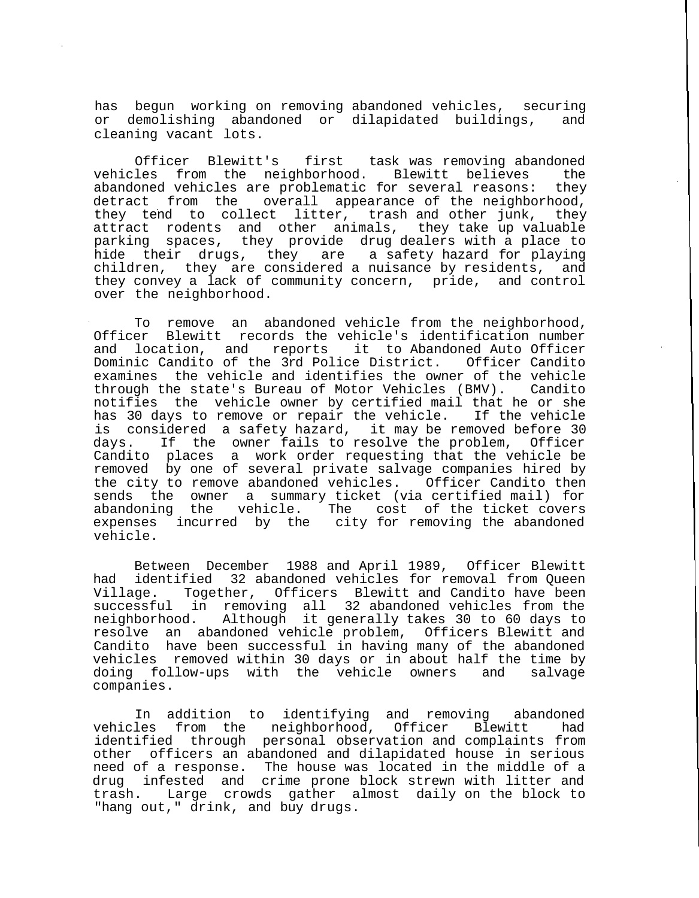has begun working on removing abandoned vehicles, securing or demolishing abandoned or dilapidated buildings, and cleaning vacant lots.

Officer Blewitt's first task was removing abandoned vehicles from the neighborhood. Blewitt believes the abandoned vehicles are problematic for several reasons: they detract from the overall appearance of the neighborhood, they tend to collect litter, trash and other junk, they attract rodents and other animals, they take up valuable parking spaces, they provide drug dealers with a place to hide their drugs, they are a safety hazard for playing children, they are considered a nuisance by residents, and they convey a lack of community concern, pride, and control over the neighborhood.

To remove an abandoned vehicle from the neighborhood, Officer Blewitt records the vehicle's identification number and location, and reports it to Abandoned Auto Officer Dominic Candito of the 3rd Police District. Officer Candito examines the vehicle and identifies the owner of the vehicle through the state's Bureau of Motor Vehicles (BMV). Candito notifies the vehicle owner by certified mail that he or she has 30 days to remove or repair the vehicle. If the vehicle is considered a safety hazard, it may be removed before 30 days. If the owner fails to resolve the problem, Officer Candito places a work order requesting that the vehicle be removed by one of several private salvage companies hired by the city to remove abandoned vehicles. Officer Candito then sends the owner a summary ticket (via certified mail) for abandoning the vehicle. The cost of the ticket covers expenses incurred by the city for removing the abandoned vehicle.

Between December 1988 and April 1989, Officer Blewitt had identified 32 abandoned vehicles for removal from Queen Village. Together, Officers Blewitt and Candito have been successful in removing all 32 abandoned vehicles from the neighborhood. Although it generally takes 30 to 60 days to resolve an abandoned vehicle problem, Officers Blewitt and Candito have been successful in having many of the abandoned vehicles removed within 30 days or in about half the time by doing follow-ups with the vehicle owners and salvage companies.

In addition to identifying and removing abandoned vehicles from the neighborhood, Officer Blewitt had identified through personal observation and complaints from other officers an abandoned and dilapidated house in serious need of a response. The house was located in the middle of a drug infested and crime prone block strewn with litter and trash. Large crowds gather almost daily on the block to "hang out," drink, and buy drugs.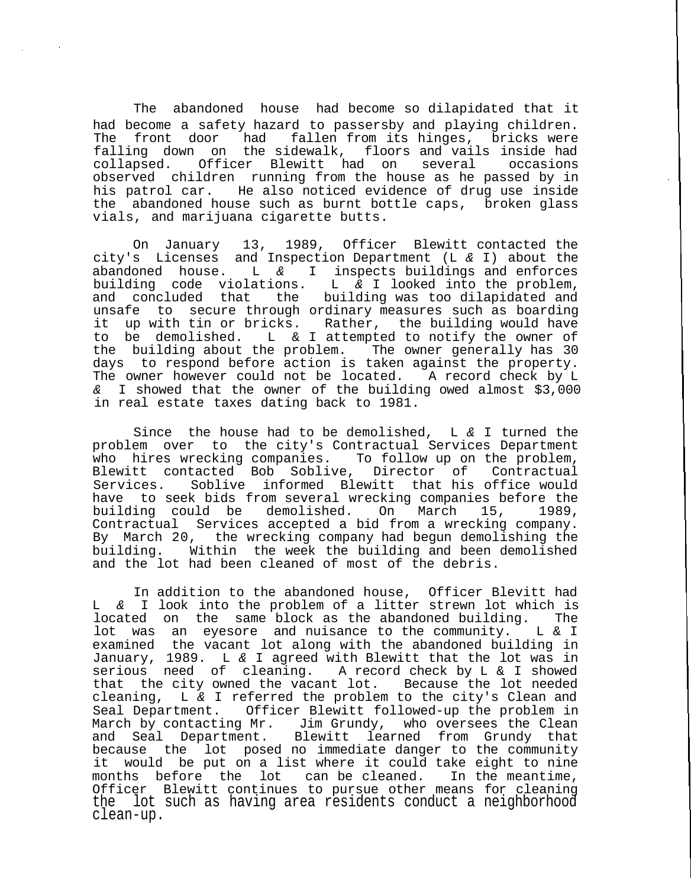The abandoned house had become so dilapidated that it had become a safety hazard to passersby and playing children. The front door had fallen from its hinges, bricks were falling down on the sidewalk, floors and vails inside had collapsed. Officer Blewitt had on several occasions observed children running from the house as he passed by in his patrol car. He also noticed evidence of drug use inside the abandoned house such as burnt bottle caps, broken glass vials, and marijuana cigarette butts.

On January 13, 1989, Officer Blewitt contacted the city's Licenses and Inspection Department (L & I) about the abandoned house. L & I inspects buildings and enforces building code violations. L & I looked into the problem, and concluded that the building was too dilapidated and unsafe to secure through ordinary measures such as boarding it up with tin or bricks. Rather, the building would have to be demolished. L & I attempted to notify the owner of the building about the problem. The owner generally has 30 days to respond before action is taken against the property. The owner however could not be located. A record check by L & I showed that the owner of the building owed almost $3,000 in real estate taxes dating back to 1981.

Since the house had to be demolished, L & I turned the problem over to the city's Contractual Services Department who hires wrecking companies. To follow up on the problem, Blewitt contacted Bob Soblive, Director of Contractual Services. Soblive informed Blewitt that his office would have to seek bids from several wrecking companies before the building could be demolished. On March 15, 1989, Contractual Services accepted a bid from a wrecking company. By March 20, the wrecking company had begun demolishing the building. Within the week the building and been demolished and the lot had been cleaned of most of the debris.

In addition to the abandoned house, Officer Blevitt had L & I look into the problem of a litter strewn lot which is located on the same block as the abandoned building. The lot was an eyesore and nuisance to the community. L & I examined the vacant lot along with the abandoned building in January, 1989. L & I agreed with Blewitt that the lot was in serious need of cleaning. A record check by L & I showed that the city owned the vacant lot. Because the lot needed cleaning, L & I referred the problem to the city's Clean and Seal Department. Officer Blewitt followed-up the problem in March by contacting Mr. Jim Grundy, who oversees the Clean and Seal Department. Blewitt learned from Grundy that because the lot posed no immediate danger to the community it would be put on a list where it could take eight to nine months before the lot can be cleaned. In the meantime, Officer Blewitt continues to pursue other means for cleaning the lot such as having area residents conduct a neighborhood clean-up.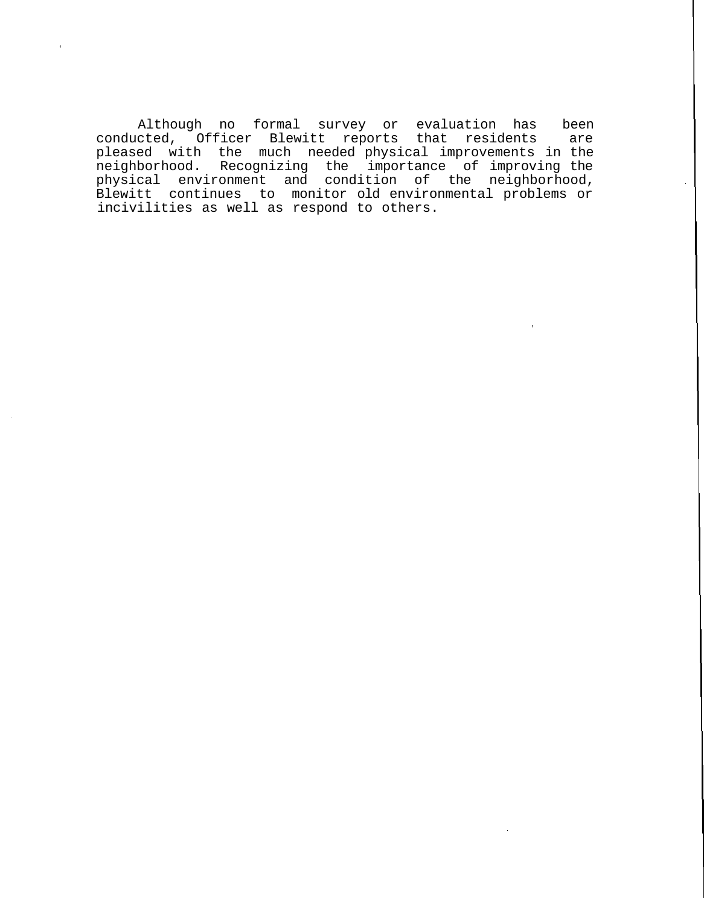Although no formal survey or evaluation has been conducted, Officer Blewitt reports that residents are pleased with the much needed physical improvements in the neighborhood. Recognizing the importance of improving the physical environment and condition of the neighborhood, Blewitt continues to monitor old environmental problems or incivilities as well as respond to others.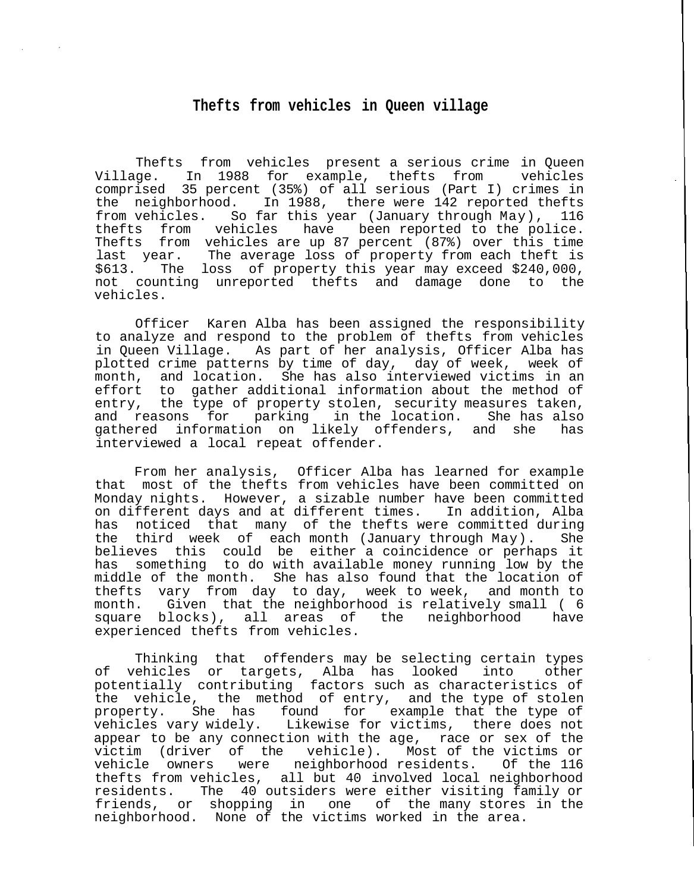# Thefts from vehicles in Queen village

Thefts from vehicles present a serious crime in Queen Village. In 1988 for example, thefts from vehicles comprised 35 percent (35%) of all serious (Part I) crimes in the neighborhood. In 1988, there were 142 reported thefts from vehicles. So far this year (January through May), 116 thefts from vehicles have been reported to the police. Thefts from vehicles are up 87 percent (87%) over this time last year. The average loss of property from each theft is $613. The loss of property this year may exceed $240,000, not counting unreported thefts and damage done to the vehicles.

Officer Karen Alba has been assigned the responsibility to analyze and respond to the problem of thefts from vehicles in Queen Village. As part of her analysis, Officer Alba has plotted crime patterns by time of day, day of week, week of month, and location. She has also interviewed victims in an effort to gather additional information about the method of entry, the type of property stolen, security measures taken, and reasons for parking in the location. She has also gathered information on likely offenders, and she has interviewed a local repeat offender.

From her analysis, Officer Alba has learned for example that most of the thefts from vehicles have been committed on Monday nights. However, a sizable number have been committed on different days and at different times. In addition, Alba has noticed that many of the thefts were committed during the third week of each month (January through May). She believes this could be either a coincidence or perhaps it has something to do with available money running low by the middle of the month. She has also found that the location of thefts vary from day to day, week to week, and month to month. Given that the neighborhood is relatively small ( 6 square blocks), all areas of the neighborhood have experienced thefts from vehicles.

Thinking that offenders may be selecting certain types of vehicles or targets, Alba has looked into other potentially contributing factors such as characteristics of the vehicle, the method of entry, and the type of stolen property. She has found for example that the type of vehicles vary widely. Likewise for victims, there does not appear to be any connection with the age, race or sex of the victim (driver of the vehicle). Most of the victims or vehicle owners were neighborhood residents. Of the 116 thefts from vehicles, all but 40 involved local neighborhood residents. The 40 outsiders were either visiting family or friends, or shopping in one of the many stores in the neighborhood. None of the victims worked in the area.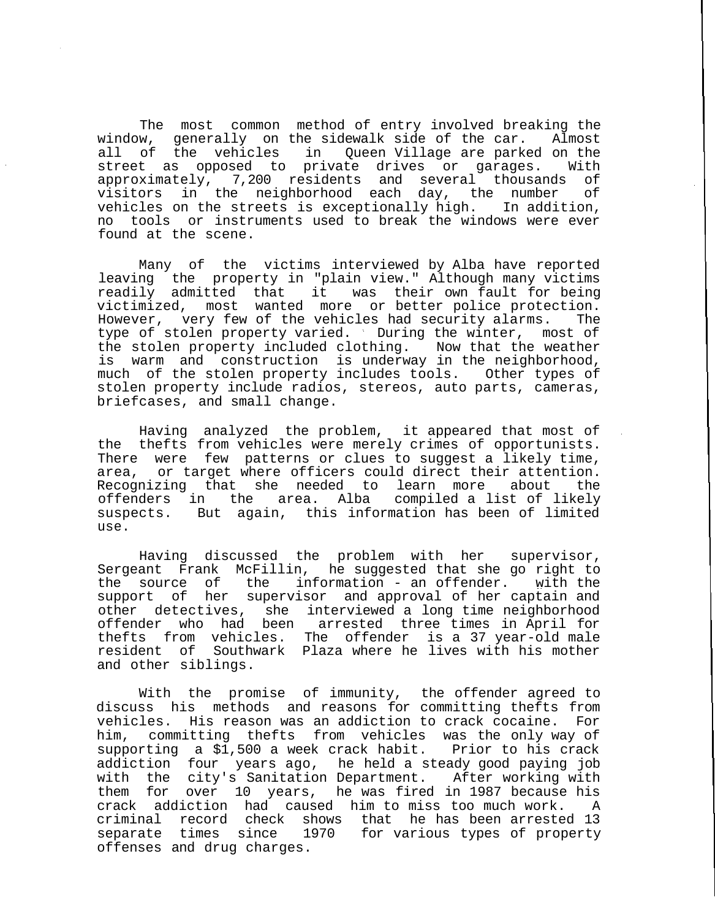The most common method of entry involved breaking the window, generally on the sidewalk side of the car. Almost all of the vehicles in Queen Village are parked on the street as opposed to private drives or garages. With approximately, 7,200 residents and several thousands of visitors in the neighborhood each day, the number of vehicles on the streets is exceptionally high. In addition, no tools or instruments used to break the windows were ever found at the scene.

Many of the victims interviewed by Alba have reported leaving the property in "plain view." Although many victims readily admitted that it was their own fault for being victimized, most wanted more or better police protection. However, very few of the vehicles had security alarms. The type of stolen property varied. During the winter, most of the stolen property included clothing. Now that the weather is warm and construction is underway in the neighborhood, much of the stolen property includes tools. Other types of stolen property include radios, stereos, auto parts, cameras, briefcases, and small change.

Having analyzed the problem, it appeared that most of the thefts from vehicles were merely crimes of opportunists. There were few patterns or clues to suggest a likely time, area, or target where officers could direct their attention. Recognizing that she needed to learn more about the offenders in the area. Alba compiled a list of likely suspects. But again, this information has been of limited use.

Having discussed the problem with her supervisor, Sergeant Frank McFillin, he suggested that she go right to the source of the information - an offender. With the support of her supervisor and approval of her captain and other detectives, she interviewed a long time neighborhood offender who had been arrested three times in April for thefts from vehicles. The offender is a 37 year-old male resident of Southwark Plaza where he lives with his mother and other siblings.

With the promise of immunity, the offender agreed to discuss his methods and reasons for committing thefts from vehicles. His reason was an addiction to crack cocaine. For him, committing thefts from vehicles was the only way of supporting a $1,500 a week crack habit. Prior to his crack addiction four years ago, he held a steady good paying job with the city's Sanitation Department. After working with them for over 10 years, he was fired in 1987 because his crack addiction had caused him to miss too much work. A criminal record check shows that he has been arrested 13 separate times since 1970 for various types of property offenses and drug charges.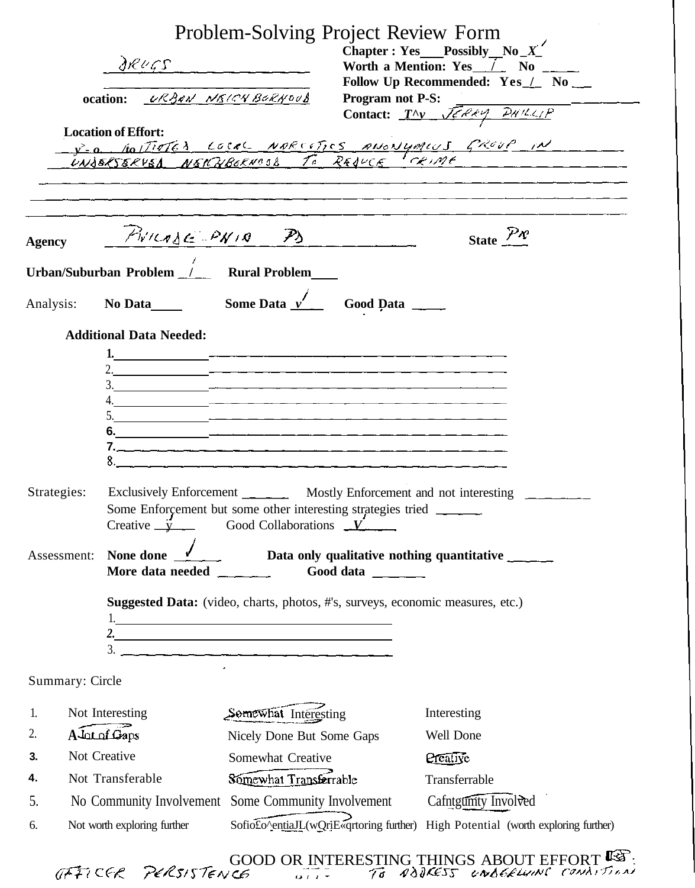# Problem-Solving Project Review Form

DRUGS

ocation: URBAN NEIGHBORHOOD

Chapter : Yes___Possibly__No _X_
Worth a Mention: Yes__/__ No _____
Follow Up Recommended: Yes_/_ No __
Program not P-S: ___________
Contact: _T^v_ JERRY PHILLIP

**Location of Effort:**

y>-o. /to ITIATED LOCAL NARCOTICS ANONYMOUS GROUP IN UNDERSERVED NEIGHBORHOOD TO REDUCE CRIME

**Agency** PHILADELPHIA PD **State** PA

**Urban/Suburban Problem** _/__ **Rural Problem**____

Analysis: **No Data**_____ **Some Data** _v___ **Good Data** _____

**Additional Data Needed:**

1. 
2. 
3. 
4. 
5. 
6. 
7. 
8. 

Strategies: Exclusively Enforcement ______ Mostly Enforcement and not interesting ________
Some Enforcement but some other interesting strategies tried ______
Creative _y___ Good Collaborations _V_____

Assessment: **None done** _/_____ **Data only qualitative nothing quantitative** ______
**More data needed** _______ **Good data** _______

**Suggested Data:** (video, charts, photos, #'s, surveys, economic measures, etc.)

1. 
2. 
3. 

Summary: Circle

| | | | |
|---|---|---|---|
| 1. | Not Interesting | Somewhat Interesting (circled) | Interesting |
| 2. | A lot of Gaps (circled) | Nicely Done But Some Gaps | Well Done |
| 3. | Not Creative | Somewhat Creative | Creative (circled) |
| 4. | Not Transferable | Somewhat Transferrable (circled) | Transferrable |
| 5. | No Community Involvement | Some Community Involvement | Community Involved (circled) |
| 6. | Not worth exploring further | Some Potential (worth exploring further) (circled) | High Potential (worth exploring further) |

GOOD OR INTERESTING THINGS ABOUT EFFORT:

OFFICER PERSISTENCE ... TO ADDRESS UNDERLYING CONDITION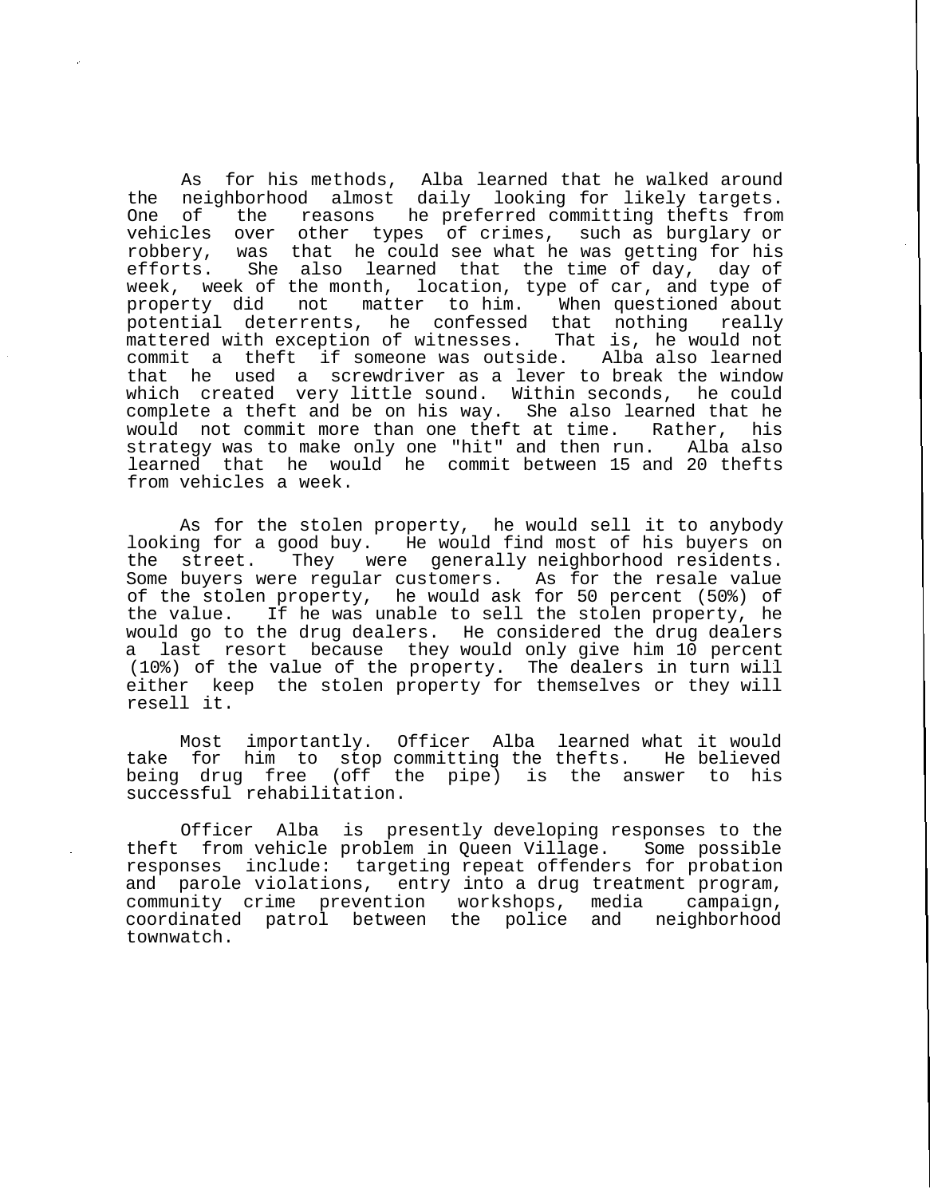As for his methods, Alba learned that he walked around the neighborhood almost daily looking for likely targets. One of the reasons he preferred committing thefts from vehicles over other types of crimes, such as burglary or robbery, was that he could see what he was getting for his efforts. She also learned that the time of day, day of week, week of the month, location, type of car, and type of property did not matter to him. When questioned about potential deterrents, he confessed that nothing really mattered with exception of witnesses. That is, he would not commit a theft if someone was outside. Alba also learned that he used a screwdriver as a lever to break the window which created very little sound. Within seconds, he could complete a theft and be on his way. She also learned that he would not commit more than one theft at time. Rather, his strategy was to make only one "hit" and then run. Alba also learned that he would he commit between 15 and 20 thefts from vehicles a week.

As for the stolen property, he would sell it to anybody looking for a good buy. He would find most of his buyers on the street. They were generally neighborhood residents. Some buyers were regular customers. As for the resale value of the stolen property, he would ask for 50 percent (50%) of the value. If he was unable to sell the stolen property, he would go to the drug dealers. He considered the drug dealers a last resort because they would only give him 10 percent (10%) of the value of the property. The dealers in turn will either keep the stolen property for themselves or they will resell it.

Most importantly. Officer Alba learned what it would take for him to stop committing the thefts. He believed being drug free (off the pipe) is the answer to his successful rehabilitation.

Officer Alba is presently developing responses to the theft from vehicle problem in Queen Village. Some possible responses include: targeting repeat offenders for probation and parole violations, entry into a drug treatment program, community crime prevention workshops, media campaign, coordinated patrol between the police and neighborhood townwatch.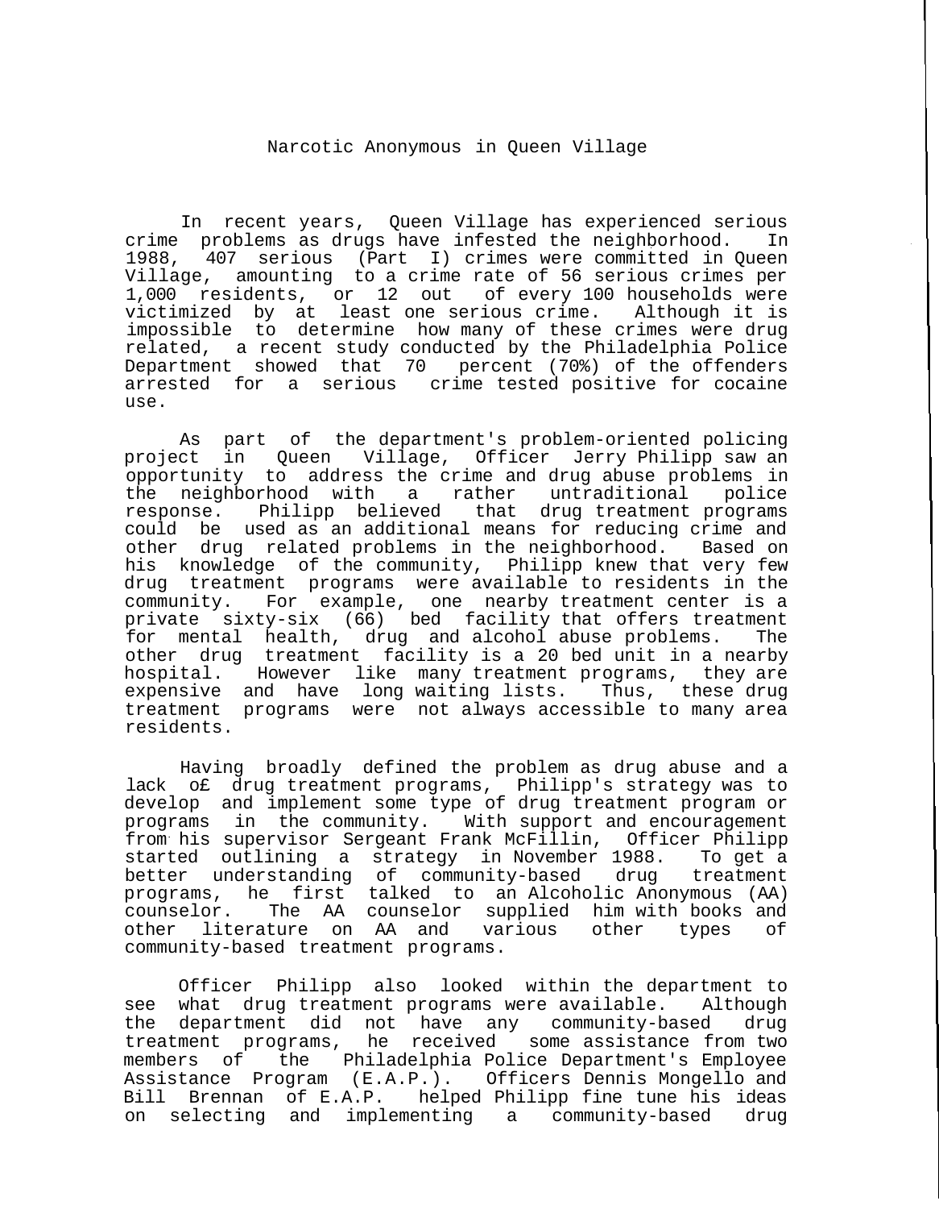# Narcotic Anonymous in Queen Village

In recent years, Queen Village has experienced serious crime problems as drugs have infested the neighborhood. In 1988, 407 serious (Part I) crimes were committed in Queen Village, amounting to a crime rate of 56 serious crimes per 1,000 residents, or 12 out of every 100 households were victimized by at least one serious crime. Although it is impossible to determine how many of these crimes were drug related, a recent study conducted by the Philadelphia Police Department showed that 70 percent (70%) of the offenders arrested for a serious crime tested positive for cocaine use.

As part of the department's problem-oriented policing project in Queen Village, Officer Jerry Philipp saw an opportunity to address the crime and drug abuse problems in the neighborhood with a rather untraditional police response. Philipp believed that drug treatment programs could be used as an additional means for reducing crime and other drug related problems in the neighborhood. Based on his knowledge of the community, Philipp knew that very few drug treatment programs were available to residents in the community. For example, one nearby treatment center is a private sixty-six (66) bed facility that offers treatment for mental health, drug and alcohol abuse problems. The other drug treatment facility is a 20 bed unit in a nearby hospital. However like many treatment programs, they are expensive and have long waiting lists. Thus, these drug treatment programs were not always accessible to many area residents.

Having broadly defined the problem as drug abuse and a lack o£ drug treatment programs, Philipp's strategy was to develop and implement some type of drug treatment program or programs in the community. With support and encouragement from his supervisor Sergeant Frank McFillin, Officer Philipp started outlining a strategy in November 1988. To get a better understanding of community-based drug treatment programs, he first talked to an Alcoholic Anonymous (AA) counselor. The AA counselor supplied him with books and other literature on AA and various other types of community-based treatment programs.

Officer Philipp also looked within the department to see what drug treatment programs were available. Although the department did not have any community-based drug treatment programs, he received some assistance from two members of the Philadelphia Police Department's Employee Assistance Program (E.A.P.). Officers Dennis Mongello and Bill Brennan of E.A.P. helped Philipp fine tune his ideas on selecting and implementing a community-based drug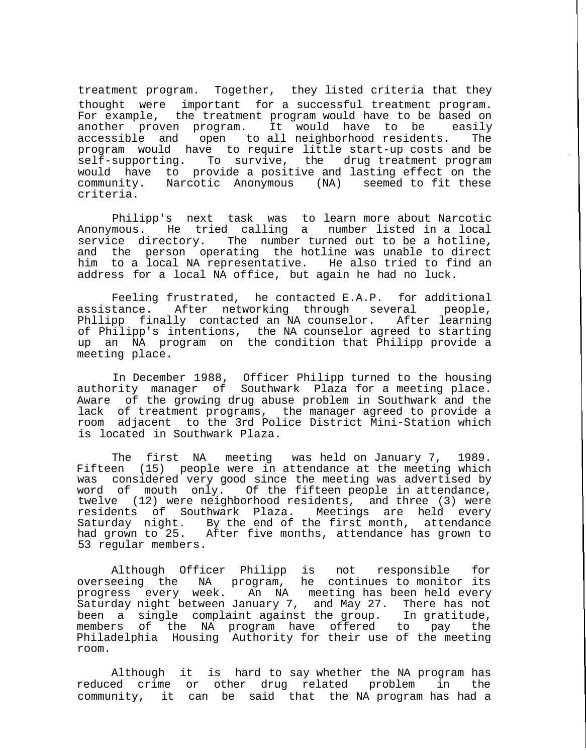treatment program. Together, they listed criteria that they thought were important for a successful treatment program. For example, the treatment program would have to be based on another proven program. It would have to be easily accessible and open to all neighborhood residents. The program would have to require little start-up costs and be self-supporting. To survive, the drug treatment program would have to provide a positive and lasting effect on the community. Narcotic Anonymous (NA) seemed to fit these criteria.

Philipp's next task was to learn more about Narcotic Anonymous. He tried calling a number listed in a local service directory. The number turned out to be a hotline, and the person operating the hotline was unable to direct him to a local NA representative. He also tried to find an address for a local NA office, but again he had no luck.

Feeling frustrated, he contacted E.A.P. for additional assistance. After networking through several people, Phllipp finally contacted an NA counselor. After learning of Philipp's intentions, the NA counselor agreed to starting up an NA program on the condition that Philipp provide a meeting place.

In December 1988, Officer Philipp turned to the housing authority manager of Southwark Plaza for a meeting place. Aware of the growing drug abuse problem in Southwark and the lack of treatment programs, the manager agreed to provide a room adjacent to the 3rd Police District Mini-Station which is located in Southwark Plaza.

The first NA meeting was held on January 7, 1989. Fifteen (15) people were in attendance at the meeting which was considered very good since the meeting was advertised by word of mouth only. Of the fifteen people in attendance, twelve (12) were neighborhood residents, and three (3) were residents of Southwark Plaza. Meetings are held every Saturday night. By the end of the first month, attendance had grown to 25. After five months, attendance has grown to 53 regular members.

Although Officer Philipp is not responsible for overseeing the NA program, he continues to monitor its progress every week. An NA meeting has been held every Saturday night between January 7, and May 27. There has not been a single complaint against the group. In gratitude, members of the NA program have offered to pay the Philadelphia Housing Authority for their use of the meeting room.

Although it is hard to say whether the NA program has reduced crime or other drug related problem in the community, it can be said that the NA program has had a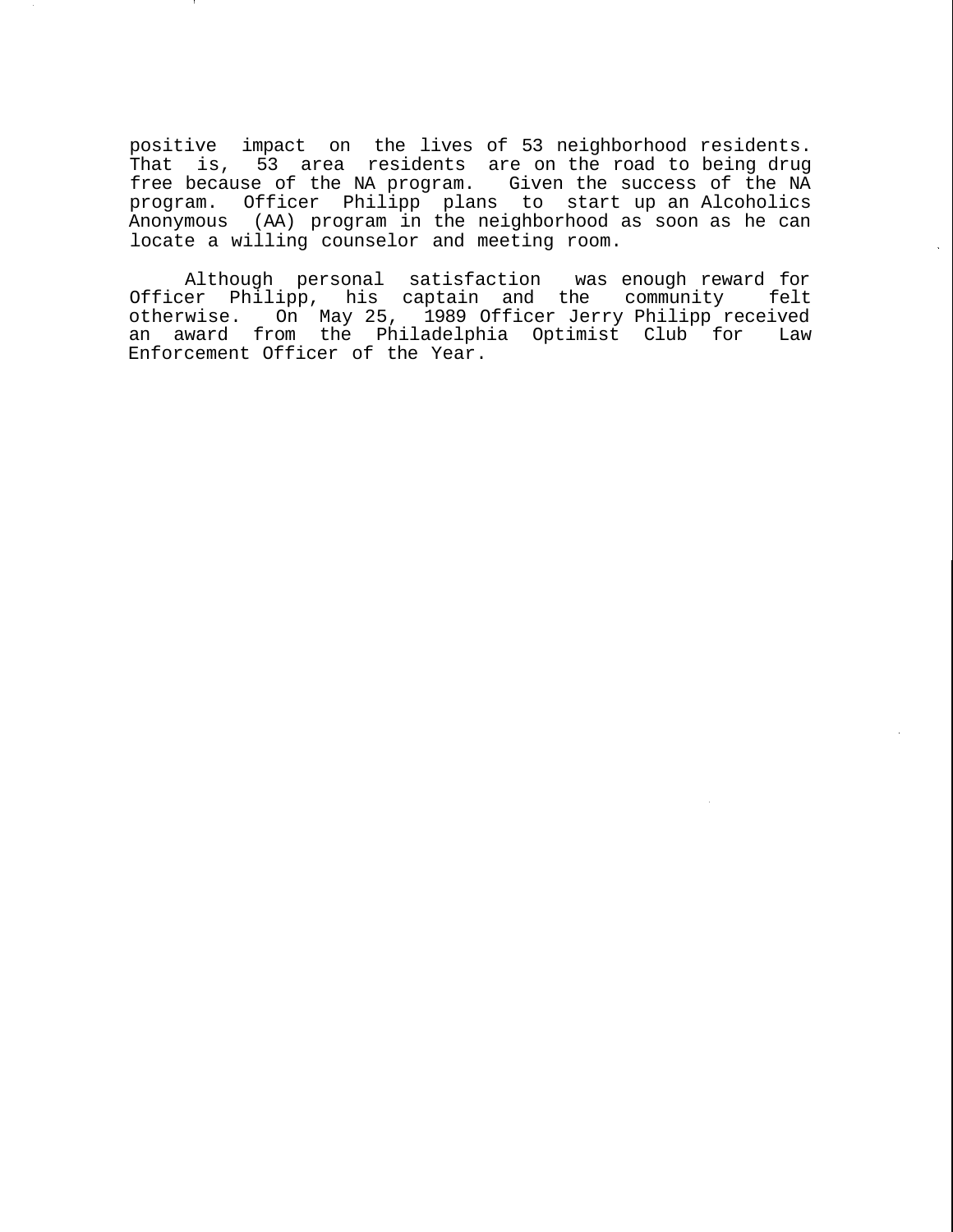positive impact on the lives of 53 neighborhood residents. That is, 53 area residents are on the road to being drug free because of the NA program. Given the success of the NA program. Officer Philipp plans to start up an Alcoholics Anonymous (AA) program in the neighborhood as soon as he can locate a willing counselor and meeting room.

Although personal satisfaction was enough reward for Officer Philipp, his captain and the community felt otherwise. On May 25, 1989 Officer Jerry Philipp received an award from the Philadelphia Optimist Club for Law Enforcement Officer of the Year.